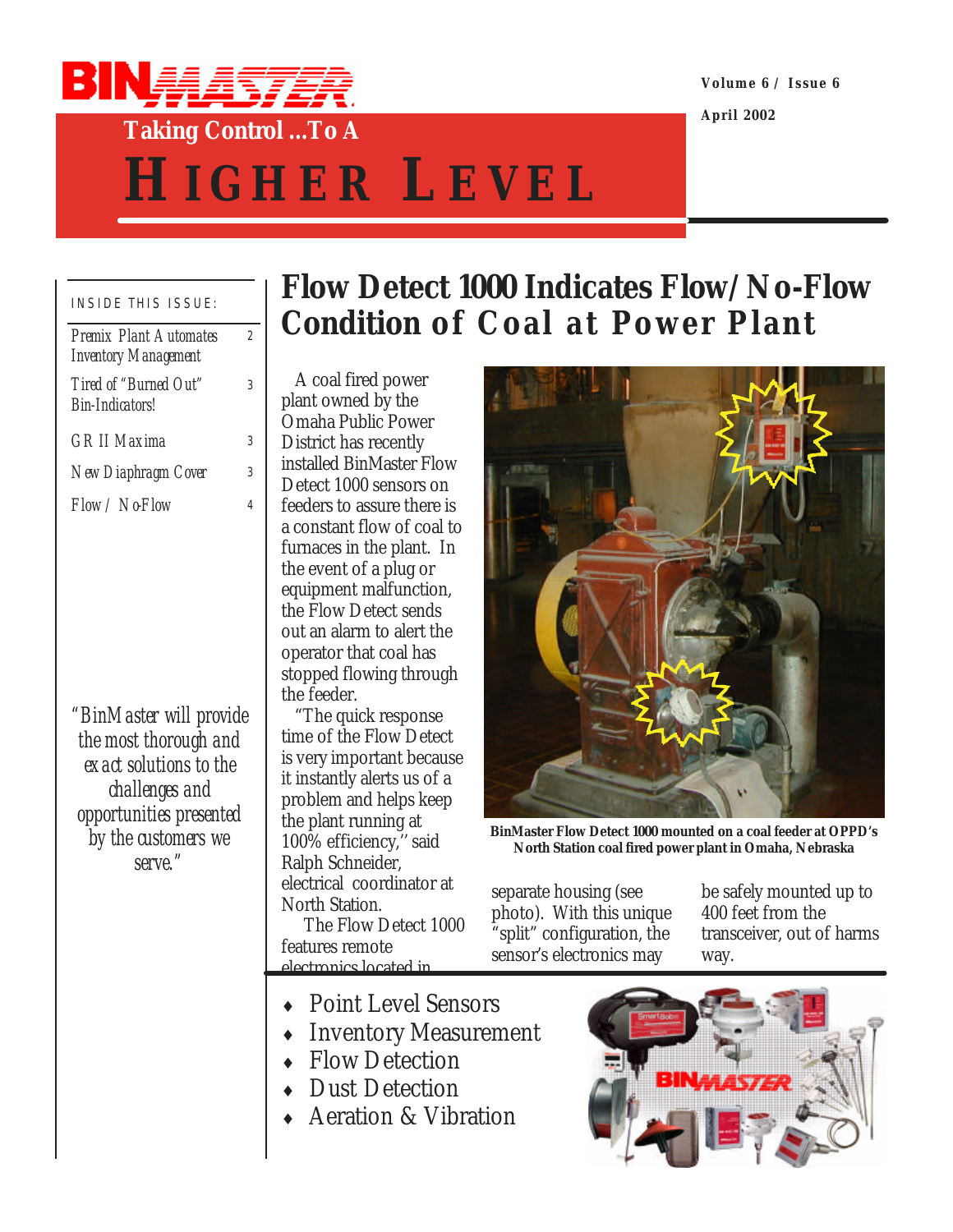# BINMASTER

## Taking Control ...To A

# HIGHER LEVEL

Volume 6 / Issue 6

April 2002

INSIDE THIS ISSUE:

| | |
|---|---|
| Premix Plant Automates Inventory Management | 2 |
| Tired of "Burned Out" Bin-Indicators! | 3 |
| GR II Maxima | 3 |
| New Diaphragm Cover | 3 |
| Flow / No-Flow | 4 |

*"BinMaster will provide the most thorough and exact solutions to the challenges and opportunities presented by the customers we serve."*

## Flow Detect 1000 Indicates Flow/No-Flow Condition of Coal at Power Plant

A coal fired power plant owned by the Omaha Public Power District has recently installed BinMaster Flow Detect 1000 sensors on feeders to assure there is a constant flow of coal to furnaces in the plant. In the event of a plug or equipment malfunction, the Flow Detect sends out an alarm to alert the operator that coal has stopped flowing through the feeder.

"The quick response time of the Flow Detect is very important because it instantly alerts us of a problem and helps keep the plant running at 100% efficiency," said Ralph Schneider, electrical coordinator at North Station.

The Flow Detect 1000 features remote electronics located in separate housing (see photo). With this unique "split" configuration, the sensor's electronics may be safely mounted up to 400 feet from the transceiver, out of harms way.

**BinMaster Flow Detect 1000 mounted on a coal feeder at OPPD's North Station coal fired power plant in Omaha, Nebraska**

- Point Level Sensors
- Inventory Measurement
- Flow Detection
- Dust Detection
- Aeration & Vibration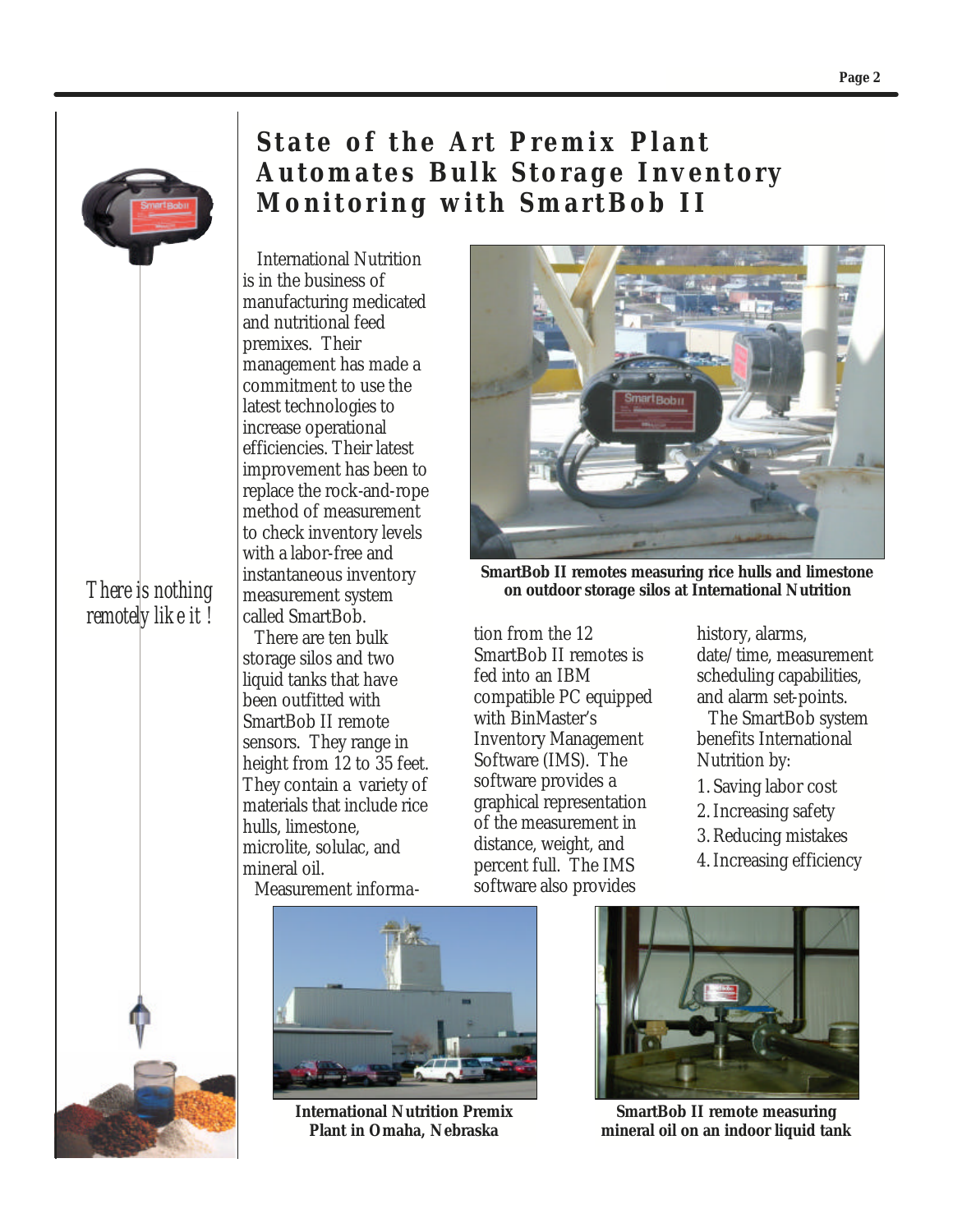# State of the Art Premix Plant Automates Bulk Storage Inventory Monitoring with SmartBob II

*There is nothing remotely like it !*

International Nutrition is in the business of manufacturing medicated and nutritional feed premixes. Their management has made a commitment to use the latest technologies to increase operational efficiencies. Their latest improvement has been to replace the rock-and-rope method of measurement to check inventory levels with a labor-free and instantaneous inventory measurement system called SmartBob.

There are ten bulk storage silos and two liquid tanks that have been outfitted with SmartBob II remote sensors. They range in height from 12 to 35 feet. They contain a variety of materials that include rice hulls, limestone, microlite, solulac, and mineral oil.

**SmartBob II remotes measuring rice hulls and limestone on outdoor storage silos at International Nutrition**

Measurement information from the 12 SmartBob II remotes is fed into an IBM compatible PC equipped with BinMaster's Inventory Management Software (IMS). The software provides a graphical representation of the measurement in distance, weight, and percent full. The IMS software also provides history, alarms, date/time, measurement scheduling capabilities, and alarm set-points.

The SmartBob system benefits International Nutrition by:

1. Saving labor cost
2. Increasing safety
3. Reducing mistakes
4. Increasing efficiency

**International Nutrition Premix Plant in Omaha, Nebraska**

**SmartBob II remote measuring mineral oil on an indoor liquid tank**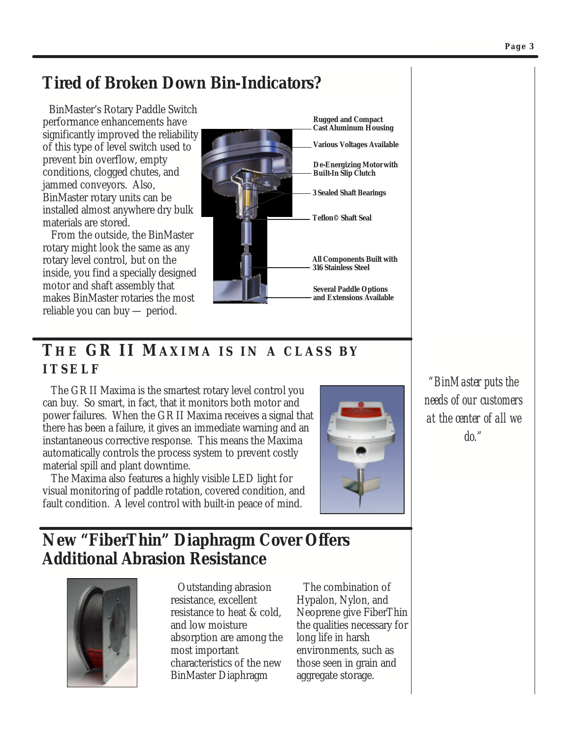## Tired of Broken Down Bin-Indicators?

BinMaster's Rotary Paddle Switch performance enhancements have significantly improved the reliability of this type of level switch used to prevent bin overflow, empty conditions, clogged chutes, and jammed conveyors. Also, BinMaster rotary units can be installed almost anywhere dry bulk materials are stored.

From the outside, the BinMaster rotary might look the same as any rotary level control, but on the inside, you find a specially designed motor and shaft assembly that makes BinMaster rotaries the most reliable you can buy — period.

- Rugged and Compact Cast Aluminum Housing
- Various Voltages Available
- De-Energizing Motor with Built-In Slip Clutch
- 3 Sealed Shaft Bearings
- Teflon© Shaft Seal
- All Components Built with 316 Stainless Steel
- Several Paddle Options and Extensions Available

## THE GR II MAXIMA IS IN A CLASS BY ITSELF

The GR II Maxima is the smartest rotary level control you can buy. So smart, in fact, that it monitors both motor and power failures. When the GR II Maxima receives a signal that there has been a failure, it gives an immediate warning and an instantaneous corrective response. This means the Maxima automatically controls the process system to prevent costly material spill and plant downtime.

The Maxima also features a highly visible LED light for visual monitoring of paddle rotation, covered condition, and fault condition. A level control with built-in peace of mind.

*"BinMaster puts the needs of our customers at the center of all we do."*

## New "FiberThin" Diaphragm Cover Offers Additional Abrasion Resistance

Outstanding abrasion resistance, excellent resistance to heat & cold, and low moisture absorption are among the most important characteristics of the new BinMaster Diaphragm

The combination of Hypalon, Nylon, and Neoprene give FiberThin the qualities necessary for long life in harsh environments, such as those seen in grain and aggregate storage.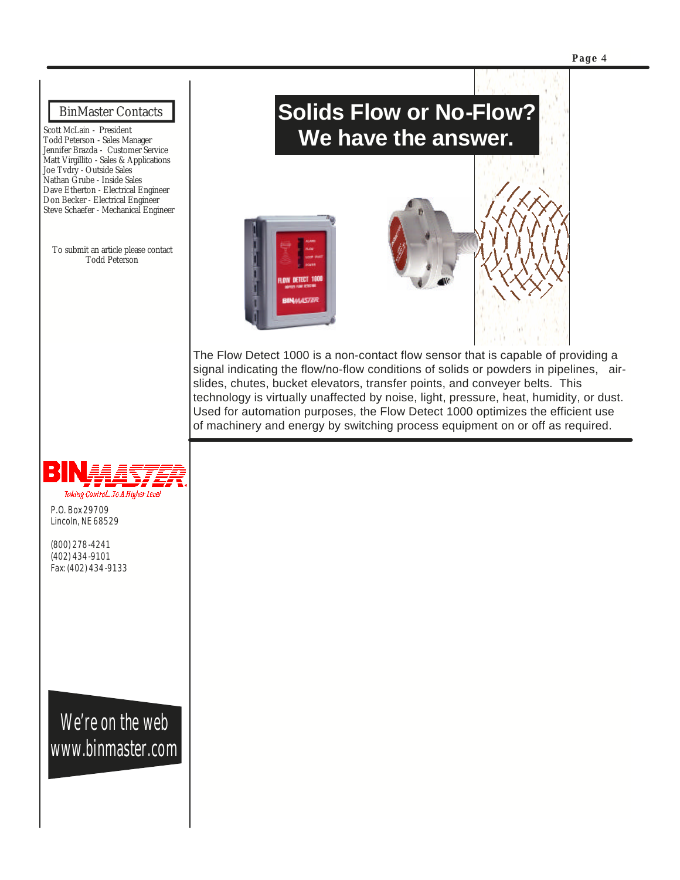## BinMaster Contacts

Scott McLain - President
Todd Peterson - Sales Manager
Jennifer Brazda - Customer Service
Matt Virgillito - Sales & Applications
Joe Tvdry - Outside Sales
Nathan Grube - Inside Sales
Dave Etherton - Electrical Engineer
Don Becker - Electrical Engineer
Steve Schaefer - Mechanical Engineer

To submit an article please contact Todd Peterson

BINMASTER
*Taking Control...To A Higher Level*

P.O. Box 29709
Lincoln, NE 68529

(800) 278-4241
(402) 434-9101
Fax: (402) 434-9133

We're on the web
www.binmaster.com

# Solids Flow or No-Flow? We have the answer.

The Flow Detect 1000 is a non-contact flow sensor that is capable of providing a signal indicating the flow/no-flow conditions of solids or powders in pipelines, air-slides, chutes, bucket elevators, transfer points, and conveyer belts. This technology is virtually unaffected by noise, light, pressure, heat, humidity, or dust. Used for automation purposes, the Flow Detect 1000 optimizes the efficient use of machinery and energy by switching process equipment on or off as required.